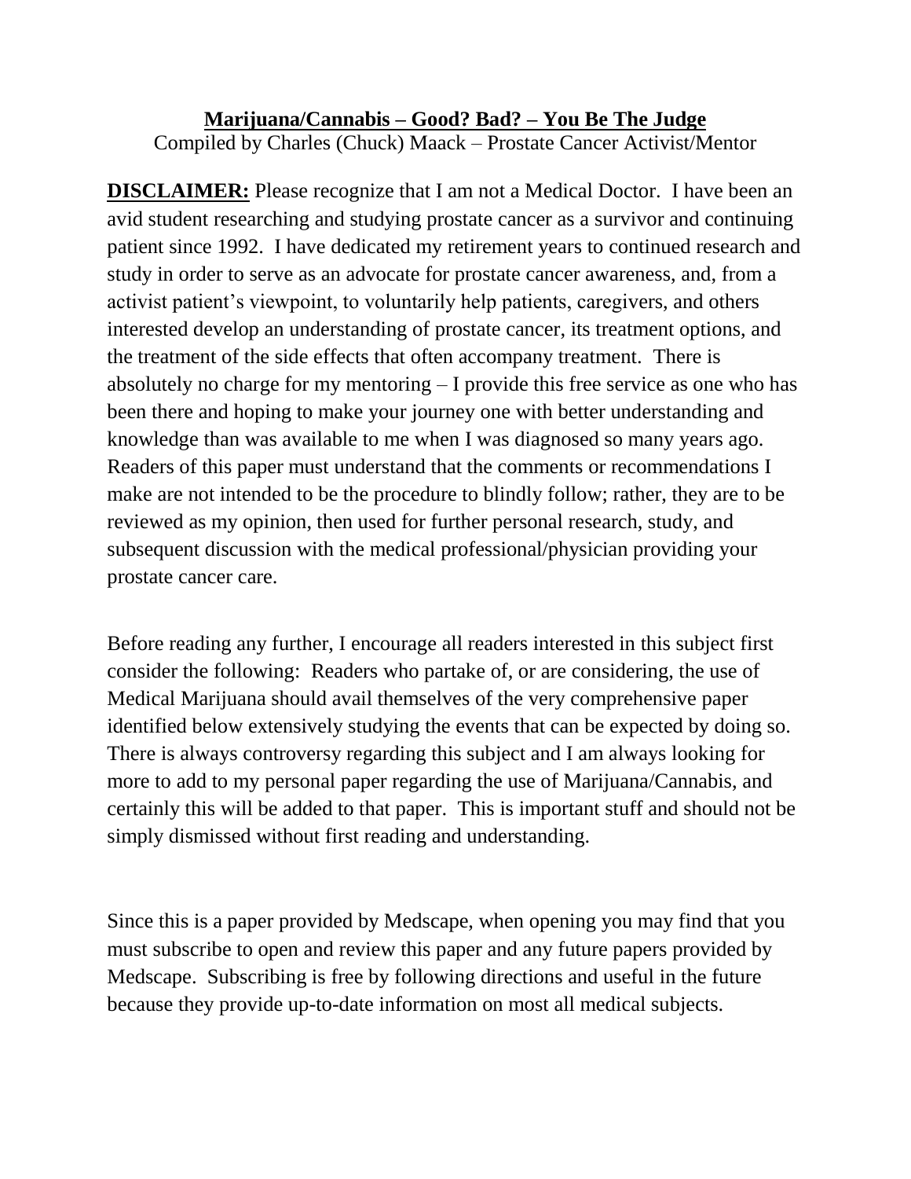# Marijuana/Cannabis – Good? Bad? – You Be The Judge

Compiled by Charles (Chuck) Maack – Prostate Cancer Activist/Mentor

**DISCLAIMER:** Please recognize that I am not a Medical Doctor. I have been an avid student researching and studying prostate cancer as a survivor and continuing patient since 1992. I have dedicated my retirement years to continued research and study in order to serve as an advocate for prostate cancer awareness, and, from a activist patient's viewpoint, to voluntarily help patients, caregivers, and others interested develop an understanding of prostate cancer, its treatment options, and the treatment of the side effects that often accompany treatment. There is absolutely no charge for my mentoring – I provide this free service as one who has been there and hoping to make your journey one with better understanding and knowledge than was available to me when I was diagnosed so many years ago. Readers of this paper must understand that the comments or recommendations I make are not intended to be the procedure to blindly follow; rather, they are to be reviewed as my opinion, then used for further personal research, study, and subsequent discussion with the medical professional/physician providing your prostate cancer care.

Before reading any further, I encourage all readers interested in this subject first consider the following: Readers who partake of, or are considering, the use of Medical Marijuana should avail themselves of the very comprehensive paper identified below extensively studying the events that can be expected by doing so. There is always controversy regarding this subject and I am always looking for more to add to my personal paper regarding the use of Marijuana/Cannabis, and certainly this will be added to that paper. This is important stuff and should not be simply dismissed without first reading and understanding.

Since this is a paper provided by Medscape, when opening you may find that you must subscribe to open and review this paper and any future papers provided by Medscape. Subscribing is free by following directions and useful in the future because they provide up-to-date information on most all medical subjects.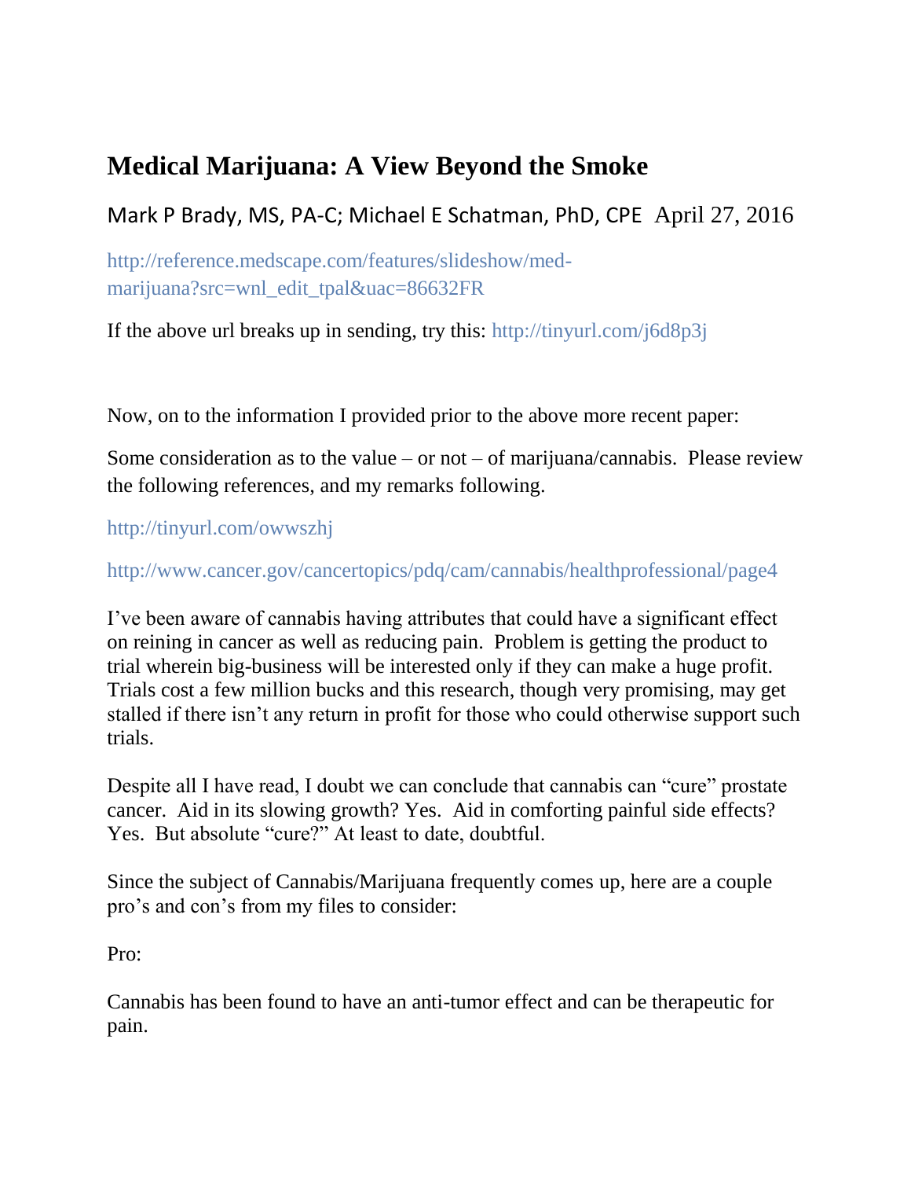# Medical Marijuana: A View Beyond the Smoke

Mark P Brady, MS, PA-C; Michael E Schatman, PhD, CPE April 27, 2016

http://reference.medscape.com/features/slideshow/med-marijuana?src=wnl_edit_tpal&uac=86632FR

If the above url breaks up in sending, try this: http://tinyurl.com/j6d8p3j

Now, on to the information I provided prior to the above more recent paper:

Some consideration as to the value – or not – of marijuana/cannabis. Please review the following references, and my remarks following.

http://tinyurl.com/owwszhj

http://www.cancer.gov/cancertopics/pdq/cam/cannabis/healthprofessional/page4

I've been aware of cannabis having attributes that could have a significant effect on reining in cancer as well as reducing pain. Problem is getting the product to trial wherein big-business will be interested only if they can make a huge profit. Trials cost a few million bucks and this research, though very promising, may get stalled if there isn't any return in profit for those who could otherwise support such trials.

Despite all I have read, I doubt we can conclude that cannabis can "cure" prostate cancer. Aid in its slowing growth? Yes. Aid in comforting painful side effects? Yes. But absolute "cure?" At least to date, doubtful.

Since the subject of Cannabis/Marijuana frequently comes up, here are a couple pro's and con's from my files to consider:

Pro:

Cannabis has been found to have an anti-tumor effect and can be therapeutic for pain.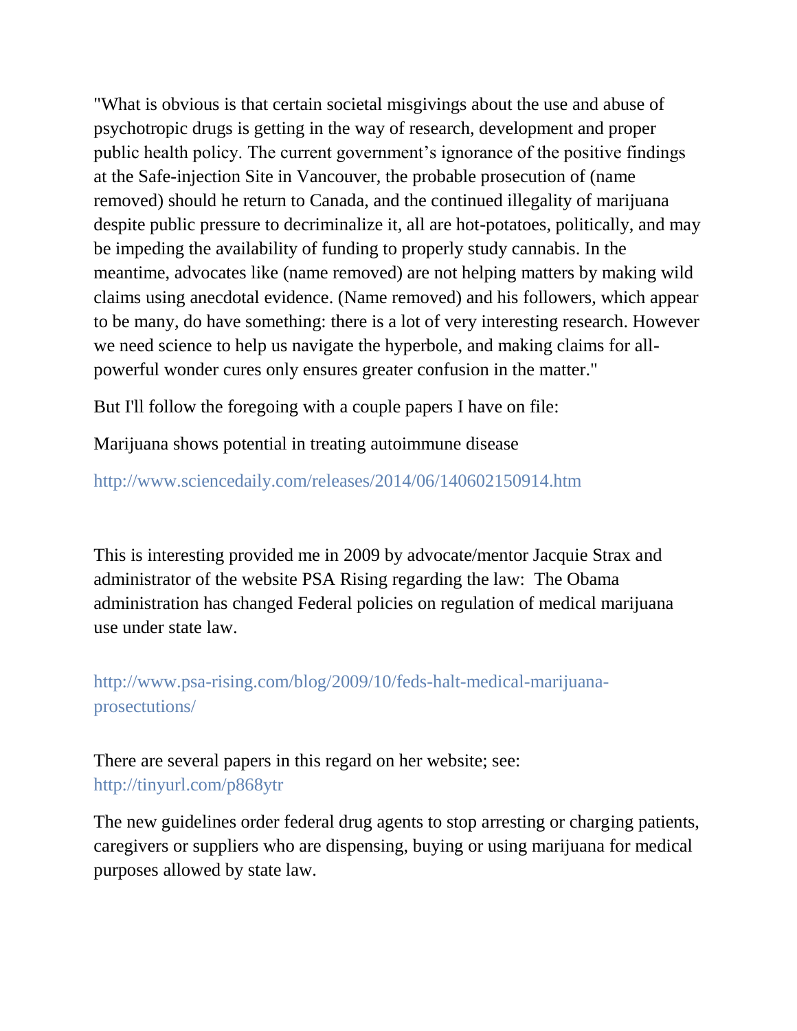"What is obvious is that certain societal misgivings about the use and abuse of psychotropic drugs is getting in the way of research, development and proper public health policy. The current government's ignorance of the positive findings at the Safe-injection Site in Vancouver, the probable prosecution of (name removed) should he return to Canada, and the continued illegality of marijuana despite public pressure to decriminalize it, all are hot-potatoes, politically, and may be impeding the availability of funding to properly study cannabis. In the meantime, advocates like (name removed) are not helping matters by making wild claims using anecdotal evidence. (Name removed) and his followers, which appear to be many, do have something: there is a lot of very interesting research. However we need science to help us navigate the hyperbole, and making claims for all-powerful wonder cures only ensures greater confusion in the matter."

But I'll follow the foregoing with a couple papers I have on file:

Marijuana shows potential in treating autoimmune disease

http://www.sciencedaily.com/releases/2014/06/140602150914.htm

This is interesting provided me in 2009 by advocate/mentor Jacquie Strax and administrator of the website PSA Rising regarding the law: The Obama administration has changed Federal policies on regulation of medical marijuana use under state law.

http://www.psa-rising.com/blog/2009/10/feds-halt-medical-marijuana-prosectutions/

There are several papers in this regard on her website; see: http://tinyurl.com/p868ytr

The new guidelines order federal drug agents to stop arresting or charging patients, caregivers or suppliers who are dispensing, buying or using marijuana for medical purposes allowed by state law.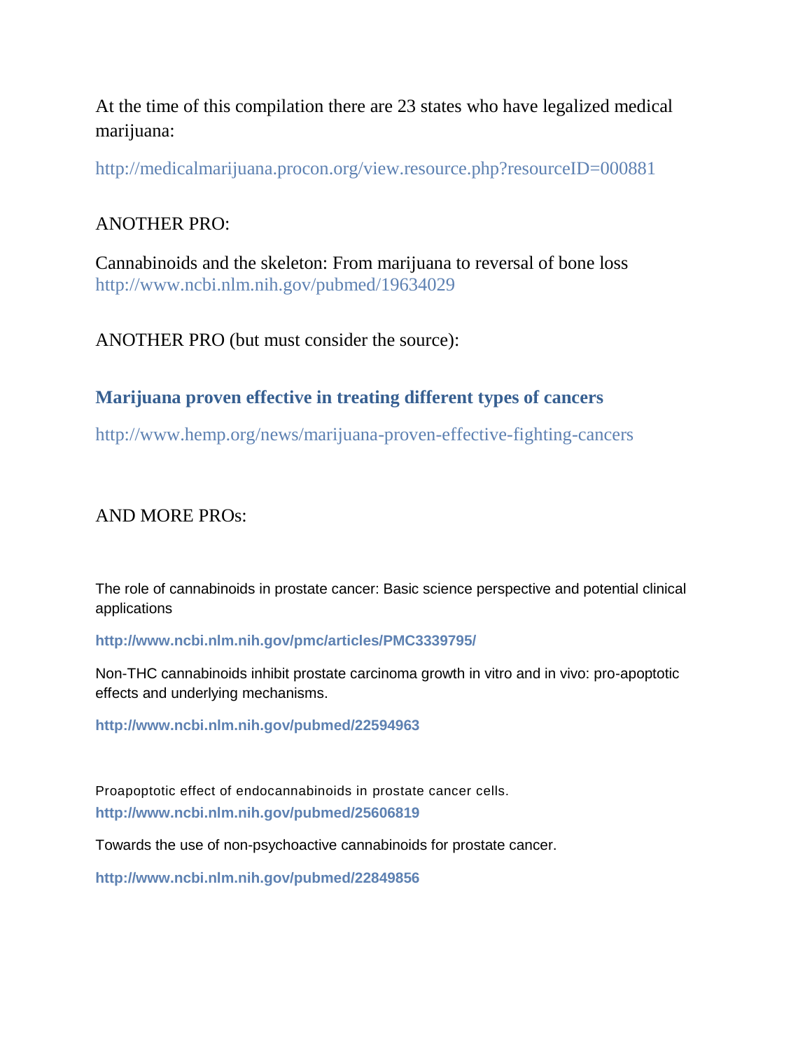At the time of this compilation there are 23 states who have legalized medical marijuana:

http://medicalmarijuana.procon.org/view.resource.php?resourceID=000881

ANOTHER PRO:

Cannabinoids and the skeleton: From marijuana to reversal of bone loss
http://www.ncbi.nlm.nih.gov/pubmed/19634029

ANOTHER PRO (but must consider the source):

**Marijuana proven effective in treating different types of cancers**

http://www.hemp.org/news/marijuana-proven-effective-fighting-cancers

AND MORE PROs:

The role of cannabinoids in prostate cancer: Basic science perspective and potential clinical applications

**http://www.ncbi.nlm.nih.gov/pmc/articles/PMC3339795/**

Non-THC cannabinoids inhibit prostate carcinoma growth in vitro and in vivo: pro-apoptotic effects and underlying mechanisms.

**http://www.ncbi.nlm.nih.gov/pubmed/22594963**

Proapoptotic effect of endocannabinoids in prostate cancer cells.
**http://www.ncbi.nlm.nih.gov/pubmed/25606819**

Towards the use of non-psychoactive cannabinoids for prostate cancer.

**http://www.ncbi.nlm.nih.gov/pubmed/22849856**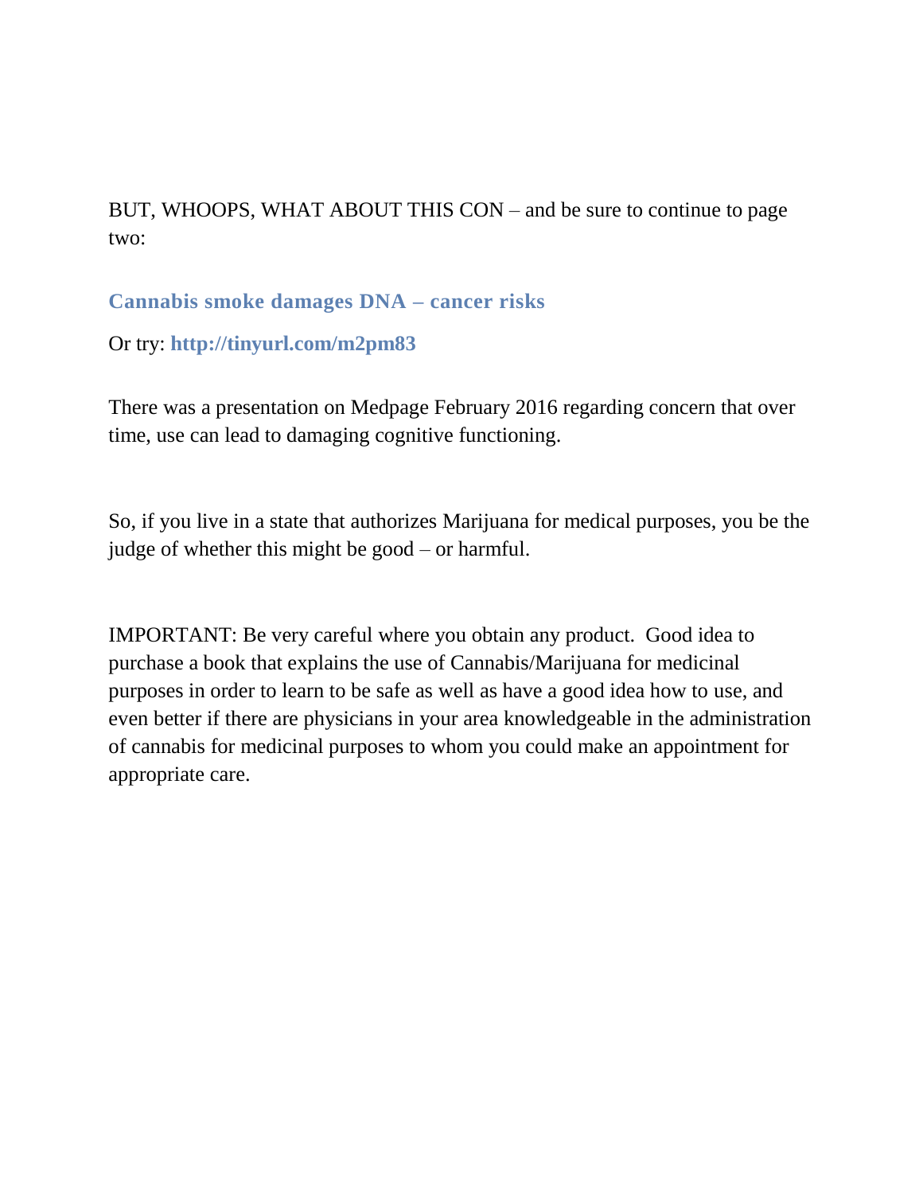BUT, WHOOPS, WHAT ABOUT THIS CON – and be sure to continue to page two:

**Cannabis smoke damages DNA – cancer risks**

Or try: **http://tinyurl.com/m2pm83**

There was a presentation on Medpage February 2016 regarding concern that over time, use can lead to damaging cognitive functioning.

So, if you live in a state that authorizes Marijuana for medical purposes, you be the judge of whether this might be good – or harmful.

IMPORTANT: Be very careful where you obtain any product. Good idea to purchase a book that explains the use of Cannabis/Marijuana for medicinal purposes in order to learn to be safe as well as have a good idea how to use, and even better if there are physicians in your area knowledgeable in the administration of cannabis for medicinal purposes to whom you could make an appointment for appropriate care.